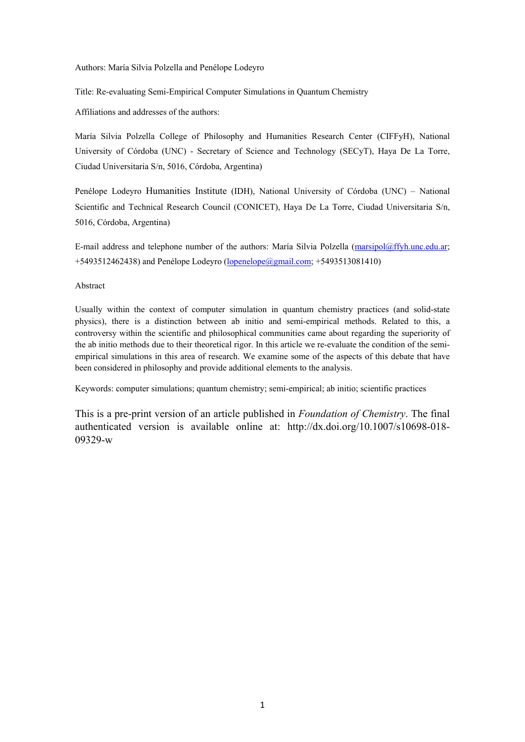Authors: María Silvia Polzella and Penélope Lodeyro

Title: Re-evaluating Semi-Empirical Computer Simulations in Quantum Chemistry

Affiliations and addresses of the authors:

María Silvia Polzella College of Philosophy and Humanities Research Center (CIFFyH), National University of Córdoba (UNC) - Secretary of Science and Technology (SECyT), Haya De La Torre, Ciudad Universitaria S/n, 5016, Córdoba, Argentina)

Penélope Lodeyro Humanities Institute (IDH), National University of Córdoba (UNC) – National Scientific and Technical Research Council (CONICET), Haya De La Torre, Ciudad Universitaria S/n, 5016, Córdoba, Argentina)

E-mail address and telephone number of the authors: María Silvia Polzella (marsipol@ffyh.unc.edu.ar; +5493512462438) and Penélope Lodeyro (lopenelope@gmail.com; +5493513081410)

Abstract

Usually within the context of computer simulation in quantum chemistry practices (and solid-state physics), there is a distinction between ab initio and semi-empirical methods. Related to this, a controversy within the scientific and philosophical communities came about regarding the superiority of the ab initio methods due to their theoretical rigor. In this article we re-evaluate the condition of the semi-empirical simulations in this area of research. We examine some of the aspects of this debate that have been considered in philosophy and provide additional elements to the analysis.

Keywords: computer simulations; quantum chemistry; semi-empirical; ab initio; scientific practices

This is a pre-print version of an article published in *Foundation of Chemistry*. The final authenticated version is available online at: http://dx.doi.org/10.1007/s10698-018-09329-w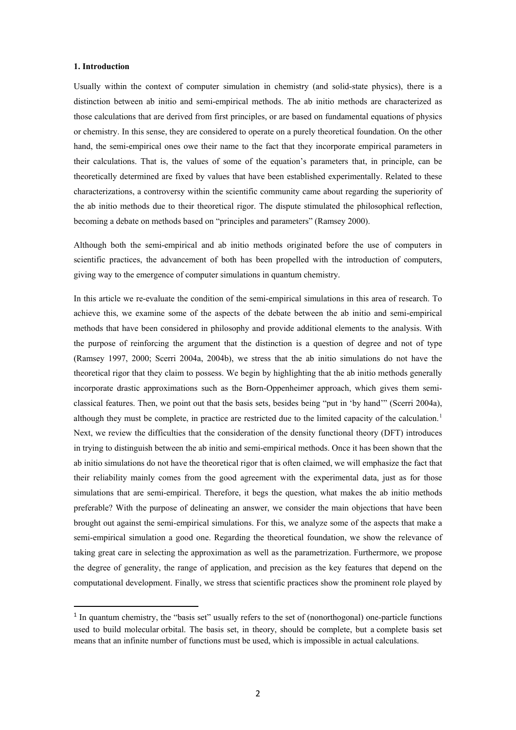### 1. Introduction

Usually within the context of computer simulation in chemistry (and solid-state physics), there is a distinction between ab initio and semi-empirical methods. The ab initio methods are characterized as those calculations that are derived from first principles, or are based on fundamental equations of physics or chemistry. In this sense, they are considered to operate on a purely theoretical foundation. On the other hand, the semi-empirical ones owe their name to the fact that they incorporate empirical parameters in their calculations. That is, the values of some of the equation's parameters that, in principle, can be theoretically determined are fixed by values that have been established experimentally. Related to these characterizations, a controversy within the scientific community came about regarding the superiority of the ab initio methods due to their theoretical rigor. The dispute stimulated the philosophical reflection, becoming a debate on methods based on "principles and parameters" (Ramsey 2000).

Although both the semi-empirical and ab initio methods originated before the use of computers in scientific practices, the advancement of both has been propelled with the introduction of computers, giving way to the emergence of computer simulations in quantum chemistry.

In this article we re-evaluate the condition of the semi-empirical simulations in this area of research. To achieve this, we examine some of the aspects of the debate between the ab initio and semi-empirical methods that have been considered in philosophy and provide additional elements to the analysis. With the purpose of reinforcing the argument that the distinction is a question of degree and not of type (Ramsey 1997, 2000; Scerri 2004a, 2004b), we stress that the ab initio simulations do not have the theoretical rigor that they claim to possess. We begin by highlighting that the ab initio methods generally incorporate drastic approximations such as the Born-Oppenheimer approach, which gives them semi-classical features. Then, we point out that the basis sets, besides being "put in 'by hand'" (Scerri 2004a), although they must be complete, in practice are restricted due to the limited capacity of the calculation.[1] Next, we review the difficulties that the consideration of the density functional theory (DFT) introduces in trying to distinguish between the ab initio and semi-empirical methods. Once it has been shown that the ab initio simulations do not have the theoretical rigor that is often claimed, we will emphasize the fact that their reliability mainly comes from the good agreement with the experimental data, just as for those simulations that are semi-empirical. Therefore, it begs the question, what makes the ab initio methods preferable? With the purpose of delineating an answer, we consider the main objections that have been brought out against the semi-empirical simulations. For this, we analyze some of the aspects that make a semi-empirical simulation a good one. Regarding the theoretical foundation, we show the relevance of taking great care in selecting the approximation as well as the parametrization. Furthermore, we propose the degree of generality, the range of application, and precision as the key features that depend on the computational development. Finally, we stress that scientific practices show the prominent role played by

---

[1] In quantum chemistry, the "basis set" usually refers to the set of (nonorthogonal) one-particle functions used to build molecular orbital. The basis set, in theory, should be complete, but a complete basis set means that an infinite number of functions must be used, which is impossible in actual calculations.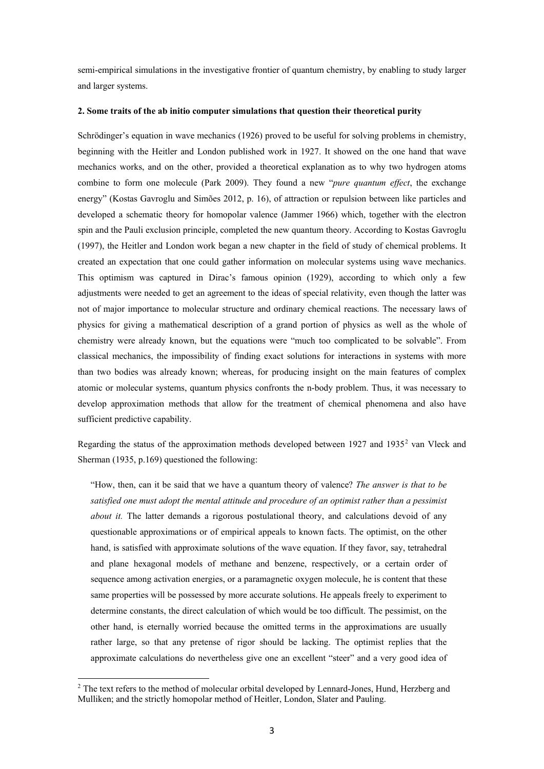semi-empirical simulations in the investigative frontier of quantum chemistry, by enabling to study larger and larger systems.

**2. Some traits of the ab initio computer simulations that question their theoretical purity**

Schrödinger's equation in wave mechanics (1926) proved to be useful for solving problems in chemistry, beginning with the Heitler and London published work in 1927. It showed on the one hand that wave mechanics works, and on the other, provided a theoretical explanation as to why two hydrogen atoms combine to form one molecule (Park 2009). They found a new "*pure quantum effect*, the exchange energy" (Kostas Gavroglu and Simões 2012, p. 16), of attraction or repulsion between like particles and developed a schematic theory for homopolar valence (Jammer 1966) which, together with the electron spin and the Pauli exclusion principle, completed the new quantum theory. According to Kostas Gavroglu (1997), the Heitler and London work began a new chapter in the field of study of chemical problems. It created an expectation that one could gather information on molecular systems using wave mechanics. This optimism was captured in Dirac's famous opinion (1929), according to which only a few adjustments were needed to get an agreement to the ideas of special relativity, even though the latter was not of major importance to molecular structure and ordinary chemical reactions. The necessary laws of physics for giving a mathematical description of a grand portion of physics as well as the whole of chemistry were already known, but the equations were "much too complicated to be solvable". From classical mechanics, the impossibility of finding exact solutions for interactions in systems with more than two bodies was already known; whereas, for producing insight on the main features of complex atomic or molecular systems, quantum physics confronts the n-body problem. Thus, it was necessary to develop approximation methods that allow for the treatment of chemical phenomena and also have sufficient predictive capability.

Regarding the status of the approximation methods developed between 1927 and 1935[2] van Vleck and Sherman (1935, p.169) questioned the following:

> "How, then, can it be said that we have a quantum theory of valence? *The answer is that to be satisfied one must adopt the mental attitude and procedure of an optimist rather than a pessimist about it.* The latter demands a rigorous postulational theory, and calculations devoid of any questionable approximations or of empirical appeals to known facts. The optimist, on the other hand, is satisfied with approximate solutions of the wave equation. If they favor, say, tetrahedral and plane hexagonal models of methane and benzene, respectively, or a certain order of sequence among activation energies, or a paramagnetic oxygen molecule, he is content that these same properties will be possessed by more accurate solutions. He appeals freely to experiment to determine constants, the direct calculation of which would be too difficult. The pessimist, on the other hand, is eternally worried because the omitted terms in the approximations are usually rather large, so that any pretense of rigor should be lacking. The optimist replies that the approximate calculations do nevertheless give one an excellent "steer" and a very good idea of

[2] The text refers to the method of molecular orbital developed by Lennard-Jones, Hund, Herzberg and Mulliken; and the strictly homopolar method of Heitler, London, Slater and Pauling.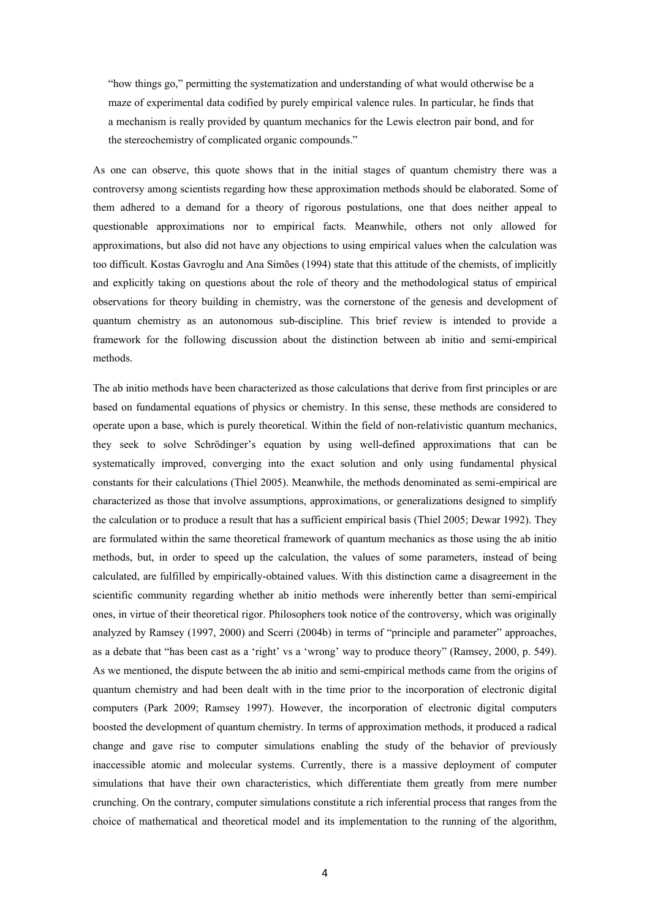> "how things go," permitting the systematization and understanding of what would otherwise be a maze of experimental data codified by purely empirical valence rules. In particular, he finds that a mechanism is really provided by quantum mechanics for the Lewis electron pair bond, and for the stereochemistry of complicated organic compounds."

As one can observe, this quote shows that in the initial stages of quantum chemistry there was a controversy among scientists regarding how these approximation methods should be elaborated. Some of them adhered to a demand for a theory of rigorous postulations, one that does neither appeal to questionable approximations nor to empirical facts. Meanwhile, others not only allowed for approximations, but also did not have any objections to using empirical values when the calculation was too difficult. Kostas Gavroglu and Ana Simões (1994) state that this attitude of the chemists, of implicitly and explicitly taking on questions about the role of theory and the methodological status of empirical observations for theory building in chemistry, was the cornerstone of the genesis and development of quantum chemistry as an autonomous sub-discipline. This brief review is intended to provide a framework for the following discussion about the distinction between ab initio and semi-empirical methods.

The ab initio methods have been characterized as those calculations that derive from first principles or are based on fundamental equations of physics or chemistry. In this sense, these methods are considered to operate upon a base, which is purely theoretical. Within the field of non-relativistic quantum mechanics, they seek to solve Schrödinger's equation by using well-defined approximations that can be systematically improved, converging into the exact solution and only using fundamental physical constants for their calculations (Thiel 2005). Meanwhile, the methods denominated as semi-empirical are characterized as those that involve assumptions, approximations, or generalizations designed to simplify the calculation or to produce a result that has a sufficient empirical basis (Thiel 2005; Dewar 1992). They are formulated within the same theoretical framework of quantum mechanics as those using the ab initio methods, but, in order to speed up the calculation, the values of some parameters, instead of being calculated, are fulfilled by empirically-obtained values. With this distinction came a disagreement in the scientific community regarding whether ab initio methods were inherently better than semi-empirical ones, in virtue of their theoretical rigor. Philosophers took notice of the controversy, which was originally analyzed by Ramsey (1997, 2000) and Scerri (2004b) in terms of "principle and parameter" approaches, as a debate that "has been cast as a 'right' vs a 'wrong' way to produce theory" (Ramsey, 2000, p. 549). As we mentioned, the dispute between the ab initio and semi-empirical methods came from the origins of quantum chemistry and had been dealt with in the time prior to the incorporation of electronic digital computers (Park 2009; Ramsey 1997). However, the incorporation of electronic digital computers boosted the development of quantum chemistry. In terms of approximation methods, it produced a radical change and gave rise to computer simulations enabling the study of the behavior of previously inaccessible atomic and molecular systems. Currently, there is a massive deployment of computer simulations that have their own characteristics, which differentiate them greatly from mere number crunching. On the contrary, computer simulations constitute a rich inferential process that ranges from the choice of mathematical and theoretical model and its implementation to the running of the algorithm,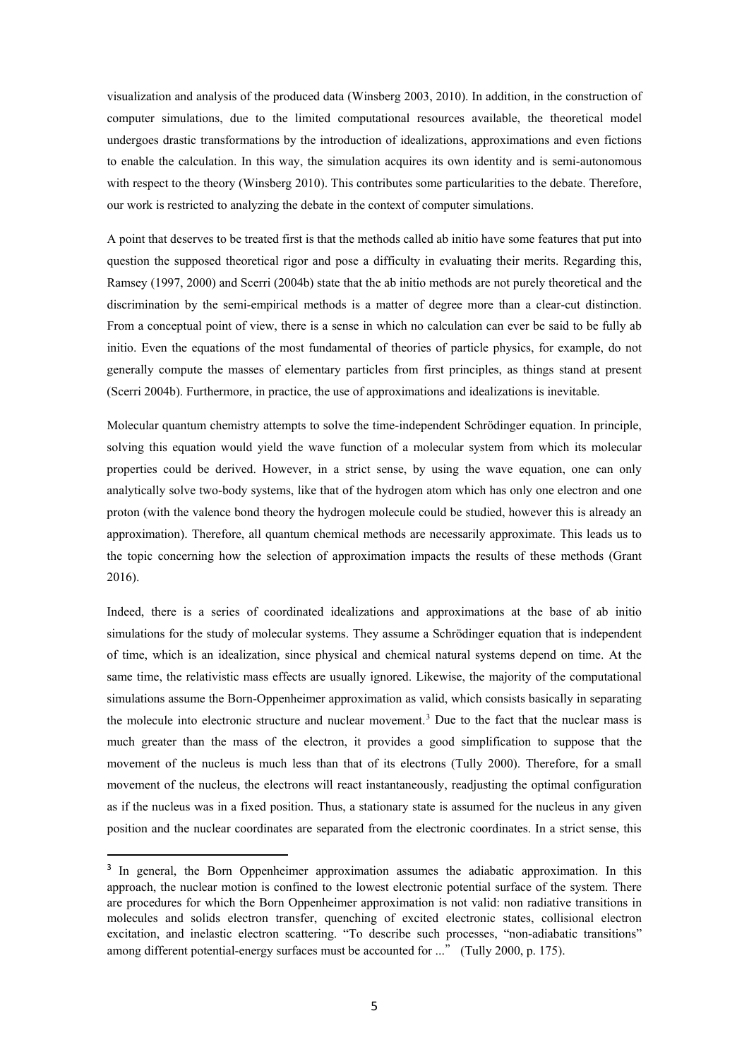visualization and analysis of the produced data (Winsberg 2003, 2010). In addition, in the construction of computer simulations, due to the limited computational resources available, the theoretical model undergoes drastic transformations by the introduction of idealizations, approximations and even fictions to enable the calculation. In this way, the simulation acquires its own identity and is semi-autonomous with respect to the theory (Winsberg 2010). This contributes some particularities to the debate. Therefore, our work is restricted to analyzing the debate in the context of computer simulations.

A point that deserves to be treated first is that the methods called ab initio have some features that put into question the supposed theoretical rigor and pose a difficulty in evaluating their merits. Regarding this, Ramsey (1997, 2000) and Scerri (2004b) state that the ab initio methods are not purely theoretical and the discrimination by the semi-empirical methods is a matter of degree more than a clear-cut distinction. From a conceptual point of view, there is a sense in which no calculation can ever be said to be fully ab initio. Even the equations of the most fundamental of theories of particle physics, for example, do not generally compute the masses of elementary particles from first principles, as things stand at present (Scerri 2004b). Furthermore, in practice, the use of approximations and idealizations is inevitable.

Molecular quantum chemistry attempts to solve the time-independent Schrödinger equation. In principle, solving this equation would yield the wave function of a molecular system from which its molecular properties could be derived. However, in a strict sense, by using the wave equation, one can only analytically solve two-body systems, like that of the hydrogen atom which has only one electron and one proton (with the valence bond theory the hydrogen molecule could be studied, however this is already an approximation). Therefore, all quantum chemical methods are necessarily approximate. This leads us to the topic concerning how the selection of approximation impacts the results of these methods (Grant 2016).

Indeed, there is a series of coordinated idealizations and approximations at the base of ab initio simulations for the study of molecular systems. They assume a Schrödinger equation that is independent of time, which is an idealization, since physical and chemical natural systems depend on time. At the same time, the relativistic mass effects are usually ignored. Likewise, the majority of the computational simulations assume the Born-Oppenheimer approximation as valid, which consists basically in separating the molecule into electronic structure and nuclear movement.[3] Due to the fact that the nuclear mass is much greater than the mass of the electron, it provides a good simplification to suppose that the movement of the nucleus is much less than that of its electrons (Tully 2000). Therefore, for a small movement of the nucleus, the electrons will react instantaneously, readjusting the optimal configuration as if the nucleus was in a fixed position. Thus, a stationary state is assumed for the nucleus in any given position and the nuclear coordinates are separated from the electronic coordinates. In a strict sense, this

---

[3] In general, the Born Oppenheimer approximation assumes the adiabatic approximation. In this approach, the nuclear motion is confined to the lowest electronic potential surface of the system. There are procedures for which the Born Oppenheimer approximation is not valid: non radiative transitions in molecules and solids electron transfer, quenching of excited electronic states, collisional electron excitation, and inelastic electron scattering. "To describe such processes, "non-adiabatic transitions" among different potential-energy surfaces must be accounted for ..." (Tully 2000, p. 175).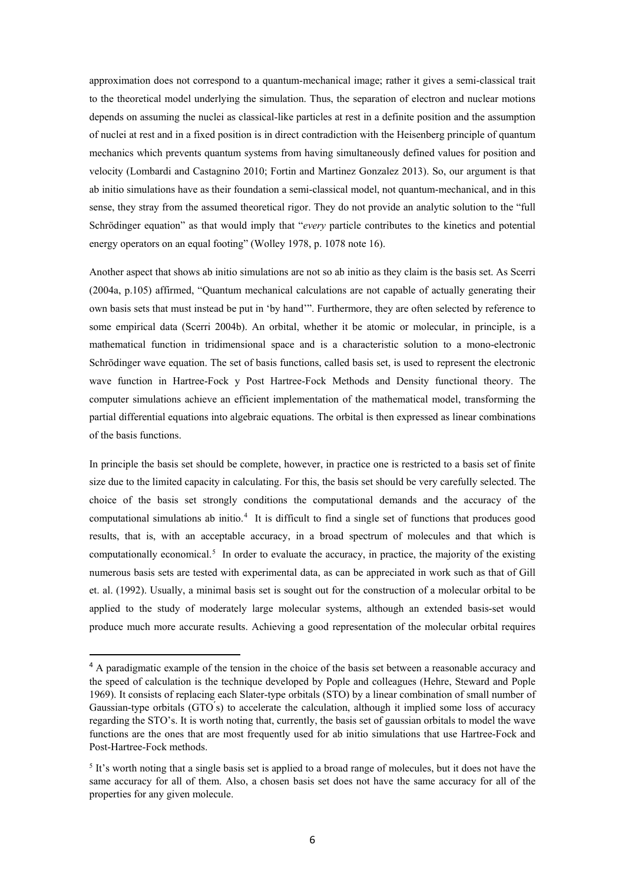approximation does not correspond to a quantum-mechanical image; rather it gives a semi-classical trait to the theoretical model underlying the simulation. Thus, the separation of electron and nuclear motions depends on assuming the nuclei as classical-like particles at rest in a definite position and the assumption of nuclei at rest and in a fixed position is in direct contradiction with the Heisenberg principle of quantum mechanics which prevents quantum systems from having simultaneously defined values for position and velocity (Lombardi and Castagnino 2010; Fortin and Martinez Gonzalez 2013). So, our argument is that ab initio simulations have as their foundation a semi-classical model, not quantum-mechanical, and in this sense, they stray from the assumed theoretical rigor. They do not provide an analytic solution to the "full Schrödinger equation" as that would imply that "*every* particle contributes to the kinetics and potential energy operators on an equal footing" (Wolley 1978, p. 1078 note 16).

Another aspect that shows ab initio simulations are not so ab initio as they claim is the basis set. As Scerri (2004a, p.105) affirmed, "Quantum mechanical calculations are not capable of actually generating their own basis sets that must instead be put in 'by hand'". Furthermore, they are often selected by reference to some empirical data (Scerri 2004b). An orbital, whether it be atomic or molecular, in principle, is a mathematical function in tridimensional space and is a characteristic solution to a mono-electronic Schrödinger wave equation. The set of basis functions, called basis set, is used to represent the electronic wave function in Hartree-Fock y Post Hartree-Fock Methods and Density functional theory. The computer simulations achieve an efficient implementation of the mathematical model, transforming the partial differential equations into algebraic equations. The orbital is then expressed as linear combinations of the basis functions.

In principle the basis set should be complete, however, in practice one is restricted to a basis set of finite size due to the limited capacity in calculating. For this, the basis set should be very carefully selected. The choice of the basis set strongly conditions the computational demands and the accuracy of the computational simulations ab initio.[4] It is difficult to find a single set of functions that produces good results, that is, with an acceptable accuracy, in a broad spectrum of molecules and that which is computationally economical.[5] In order to evaluate the accuracy, in practice, the majority of the existing numerous basis sets are tested with experimental data, as can be appreciated in work such as that of Gill et. al. (1992). Usually, a minimal basis set is sought out for the construction of a molecular orbital to be applied to the study of moderately large molecular systems, although an extended basis-set would produce much more accurate results. Achieving a good representation of the molecular orbital requires

---

[4] A paradigmatic example of the tension in the choice of the basis set between a reasonable accuracy and the speed of calculation is the technique developed by Pople and colleagues (Hehre, Steward and Pople 1969). It consists of replacing each Slater-type orbitals (STO) by a linear combination of small number of Gaussian-type orbitals (GTO´s) to accelerate the calculation, although it implied some loss of accuracy regarding the STO's. It is worth noting that, currently, the basis set of gaussian orbitals to model the wave functions are the ones that are most frequently used for ab initio simulations that use Hartree-Fock and Post-Hartree-Fock methods.

[5] It's worth noting that a single basis set is applied to a broad range of molecules, but it does not have the same accuracy for all of them. Also, a chosen basis set does not have the same accuracy for all of the properties for any given molecule.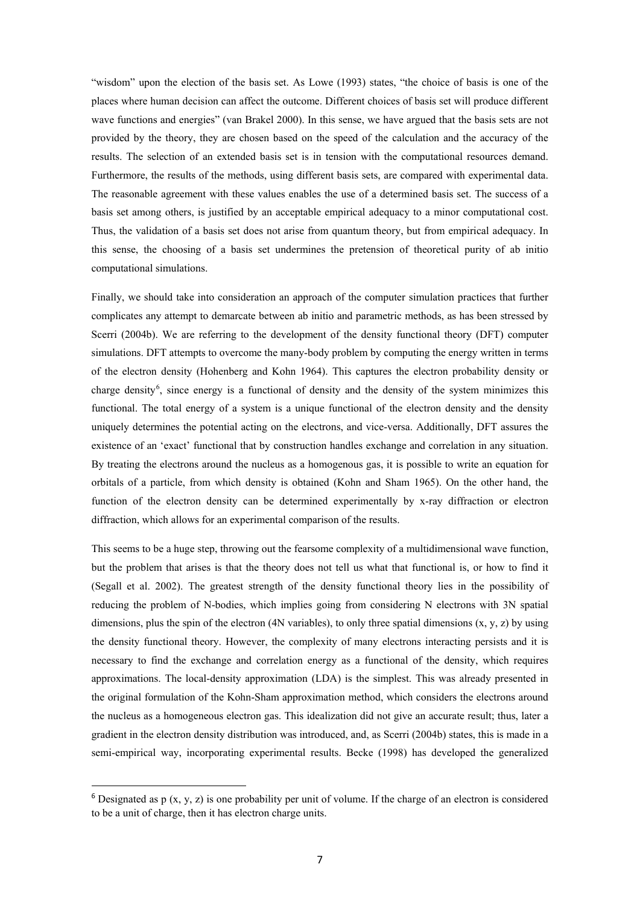"wisdom" upon the election of the basis set. As Lowe (1993) states, "the choice of basis is one of the places where human decision can affect the outcome. Different choices of basis set will produce different wave functions and energies" (van Brakel 2000). In this sense, we have argued that the basis sets are not provided by the theory, they are chosen based on the speed of the calculation and the accuracy of the results. The selection of an extended basis set is in tension with the computational resources demand. Furthermore, the results of the methods, using different basis sets, are compared with experimental data. The reasonable agreement with these values enables the use of a determined basis set. The success of a basis set among others, is justified by an acceptable empirical adequacy to a minor computational cost. Thus, the validation of a basis set does not arise from quantum theory, but from empirical adequacy. In this sense, the choosing of a basis set undermines the pretension of theoretical purity of ab initio computational simulations.

Finally, we should take into consideration an approach of the computer simulation practices that further complicates any attempt to demarcate between ab initio and parametric methods, as has been stressed by Scerri (2004b). We are referring to the development of the density functional theory (DFT) computer simulations. DFT attempts to overcome the many-body problem by computing the energy written in terms of the electron density (Hohenberg and Kohn 1964). This captures the electron probability density or charge density[6], since energy is a functional of density and the density of the system minimizes this functional. The total energy of a system is a unique functional of the electron density and the density uniquely determines the potential acting on the electrons, and vice-versa. Additionally, DFT assures the existence of an 'exact' functional that by construction handles exchange and correlation in any situation. By treating the electrons around the nucleus as a homogenous gas, it is possible to write an equation for orbitals of a particle, from which density is obtained (Kohn and Sham 1965). On the other hand, the function of the electron density can be determined experimentally by x-ray diffraction or electron diffraction, which allows for an experimental comparison of the results.

This seems to be a huge step, throwing out the fearsome complexity of a multidimensional wave function, but the problem that arises is that the theory does not tell us what that functional is, or how to find it (Segall et al. 2002). The greatest strength of the density functional theory lies in the possibility of reducing the problem of N-bodies, which implies going from considering N electrons with 3N spatial dimensions, plus the spin of the electron (4N variables), to only three spatial dimensions (x, y, z) by using the density functional theory. However, the complexity of many electrons interacting persists and it is necessary to find the exchange and correlation energy as a functional of the density, which requires approximations. The local-density approximation (LDA) is the simplest. This was already presented in the original formulation of the Kohn-Sham approximation method, which considers the electrons around the nucleus as a homogeneous electron gas. This idealization did not give an accurate result; thus, later a gradient in the electron density distribution was introduced, and, as Scerri (2004b) states, this is made in a semi-empirical way, incorporating experimental results. Becke (1998) has developed the generalized

[6] Designated as p (x, y, z) is one probability per unit of volume. If the charge of an electron is considered to be a unit of charge, then it has electron charge units.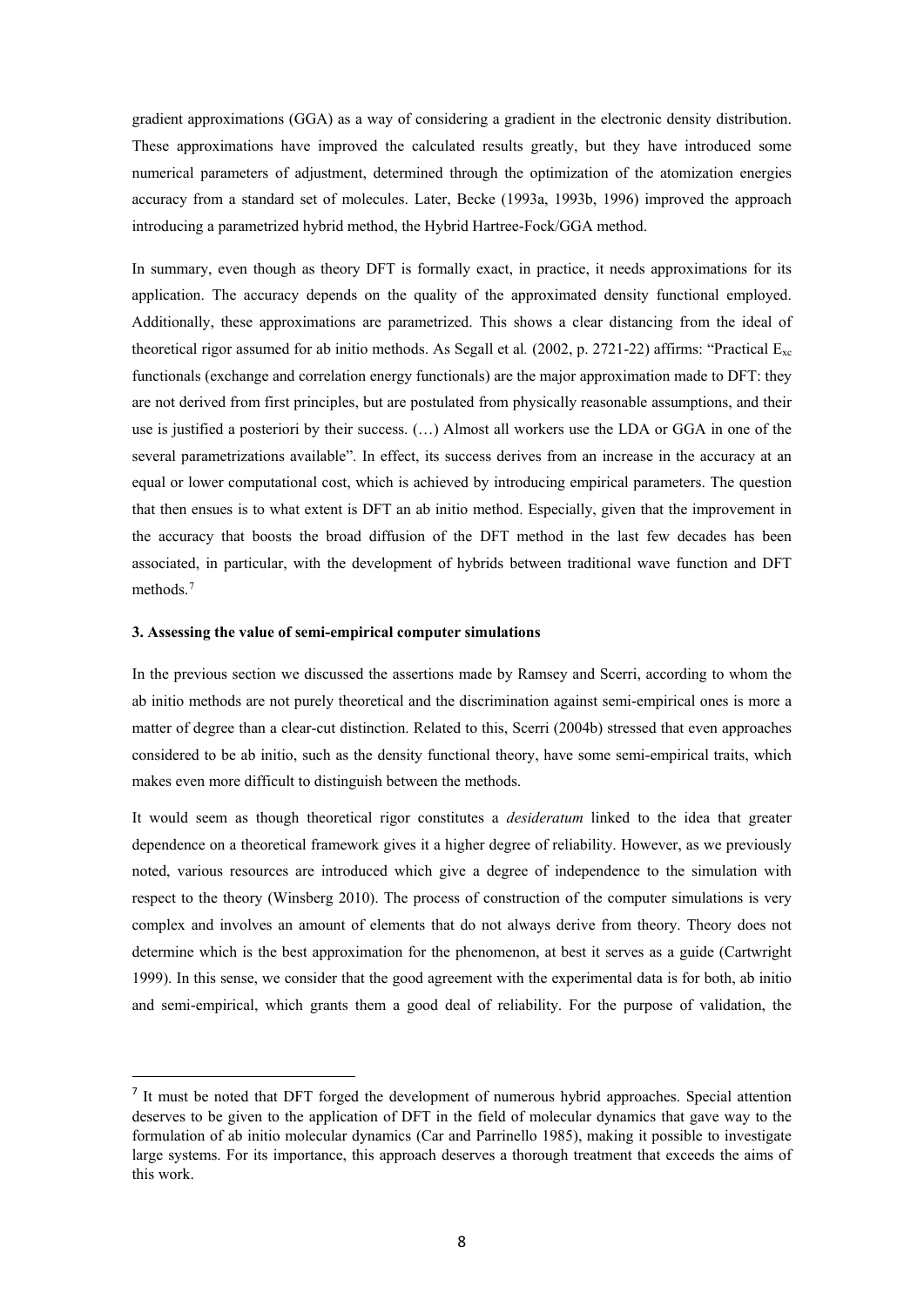gradient approximations (GGA) as a way of considering a gradient in the electronic density distribution. These approximations have improved the calculated results greatly, but they have introduced some numerical parameters of adjustment, determined through the optimization of the atomization energies accuracy from a standard set of molecules. Later, Becke (1993a, 1993b, 1996) improved the approach introducing a parametrized hybrid method, the Hybrid Hartree-Fock/GGA method.

In summary, even though as theory DFT is formally exact, in practice, it needs approximations for its application. The accuracy depends on the quality of the approximated density functional employed. Additionally, these approximations are parametrized. This shows a clear distancing from the ideal of theoretical rigor assumed for ab initio methods. As Segall et al*.* (2002, p. 2721-22) affirms: "Practical $E_{xc}$ functionals (exchange and correlation energy functionals) are the major approximation made to DFT: they are not derived from first principles, but are postulated from physically reasonable assumptions, and their use is justified a posteriori by their success. (…) Almost all workers use the LDA or GGA in one of the several parametrizations available". In effect, its success derives from an increase in the accuracy at an equal or lower computational cost, which is achieved by introducing empirical parameters. The question that then ensues is to what extent is DFT an ab initio method. Especially, given that the improvement in the accuracy that boosts the broad diffusion of the DFT method in the last few decades has been associated, in particular, with the development of hybrids between traditional wave function and DFT methods.[7]

### 3. Assessing the value of semi-empirical computer simulations

In the previous section we discussed the assertions made by Ramsey and Scerri, according to whom the ab initio methods are not purely theoretical and the discrimination against semi-empirical ones is more a matter of degree than a clear-cut distinction. Related to this, Scerri (2004b) stressed that even approaches considered to be ab initio, such as the density functional theory, have some semi-empirical traits, which makes even more difficult to distinguish between the methods.

It would seem as though theoretical rigor constitutes a *desideratum* linked to the idea that greater dependence on a theoretical framework gives it a higher degree of reliability. However, as we previously noted, various resources are introduced which give a degree of independence to the simulation with respect to the theory (Winsberg 2010). The process of construction of the computer simulations is very complex and involves an amount of elements that do not always derive from theory. Theory does not determine which is the best approximation for the phenomenon, at best it serves as a guide (Cartwright 1999). In this sense, we consider that the good agreement with the experimental data is for both, ab initio and semi-empirical, which grants them a good deal of reliability. For the purpose of validation, the

---

[7] It must be noted that DFT forged the development of numerous hybrid approaches. Special attention deserves to be given to the application of DFT in the field of molecular dynamics that gave way to the formulation of ab initio molecular dynamics (Car and Parrinello 1985), making it possible to investigate large systems. For its importance, this approach deserves a thorough treatment that exceeds the aims of this work.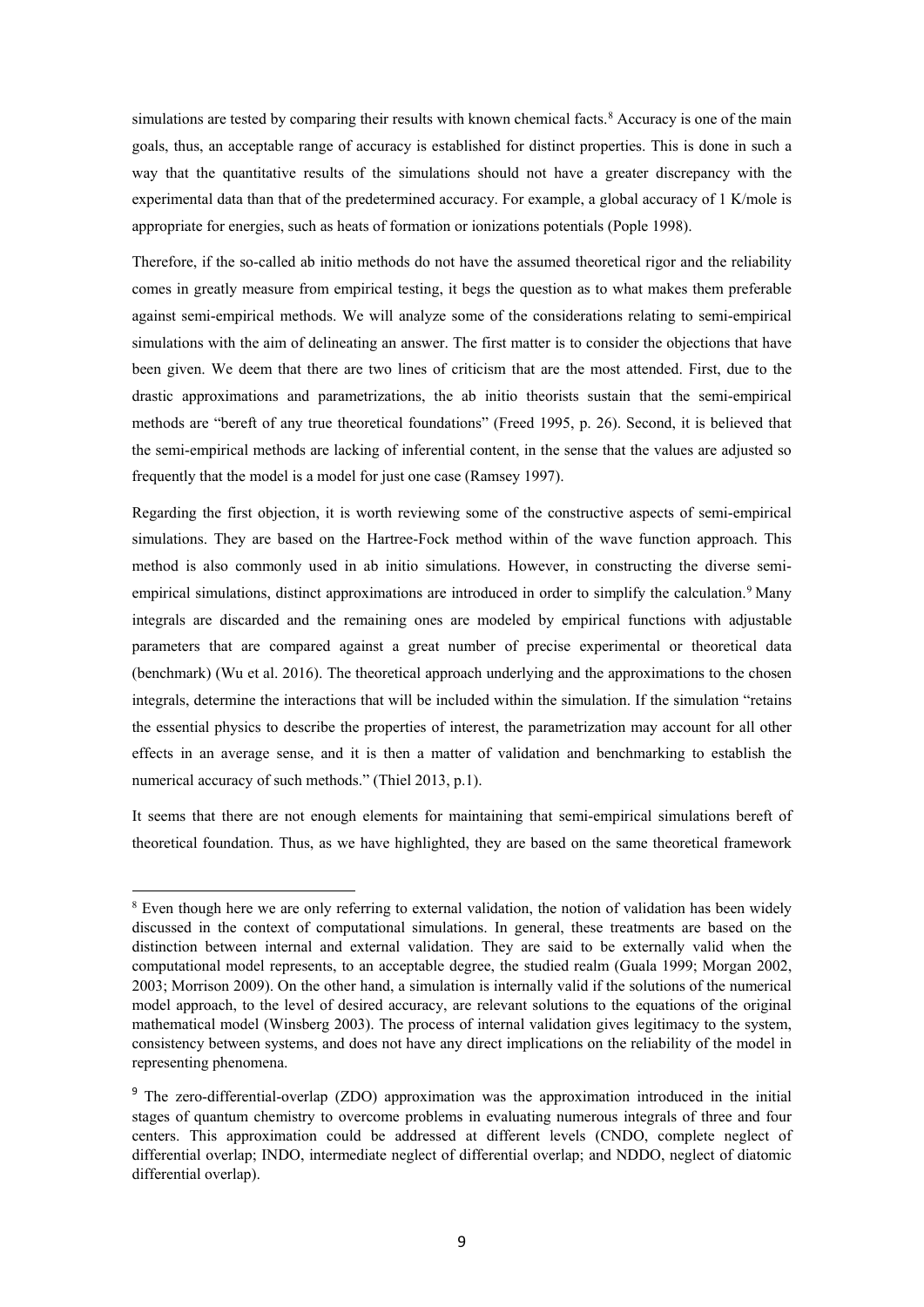simulations are tested by comparing their results with known chemical facts.[8] Accuracy is one of the main goals, thus, an acceptable range of accuracy is established for distinct properties. This is done in such a way that the quantitative results of the simulations should not have a greater discrepancy with the experimental data than that of the predetermined accuracy. For example, a global accuracy of 1 K/mole is appropriate for energies, such as heats of formation or ionizations potentials (Pople 1998).

Therefore, if the so-called ab initio methods do not have the assumed theoretical rigor and the reliability comes in greatly measure from empirical testing, it begs the question as to what makes them preferable against semi-empirical methods. We will analyze some of the considerations relating to semi-empirical simulations with the aim of delineating an answer. The first matter is to consider the objections that have been given. We deem that there are two lines of criticism that are the most attended. First, due to the drastic approximations and parametrizations, the ab initio theorists sustain that the semi-empirical methods are "bereft of any true theoretical foundations" (Freed 1995, p. 26). Second, it is believed that the semi-empirical methods are lacking of inferential content, in the sense that the values are adjusted so frequently that the model is a model for just one case (Ramsey 1997).

Regarding the first objection, it is worth reviewing some of the constructive aspects of semi-empirical simulations. They are based on the Hartree-Fock method within of the wave function approach. This method is also commonly used in ab initio simulations. However, in constructing the diverse semi-empirical simulations, distinct approximations are introduced in order to simplify the calculation.[9] Many integrals are discarded and the remaining ones are modeled by empirical functions with adjustable parameters that are compared against a great number of precise experimental or theoretical data (benchmark) (Wu et al. 2016). The theoretical approach underlying and the approximations to the chosen integrals, determine the interactions that will be included within the simulation. If the simulation "retains the essential physics to describe the properties of interest, the parametrization may account for all other effects in an average sense, and it is then a matter of validation and benchmarking to establish the numerical accuracy of such methods." (Thiel 2013, p.1).

It seems that there are not enough elements for maintaining that semi-empirical simulations bereft of theoretical foundation. Thus, as we have highlighted, they are based on the same theoretical framework

---

[8] Even though here we are only referring to external validation, the notion of validation has been widely discussed in the context of computational simulations. In general, these treatments are based on the distinction between internal and external validation. They are said to be externally valid when the computational model represents, to an acceptable degree, the studied realm (Guala 1999; Morgan 2002, 2003; Morrison 2009). On the other hand, a simulation is internally valid if the solutions of the numerical model approach, to the level of desired accuracy, are relevant solutions to the equations of the original mathematical model (Winsberg 2003). The process of internal validation gives legitimacy to the system, consistency between systems, and does not have any direct implications on the reliability of the model in representing phenomena.

[9] The zero-differential-overlap (ZDO) approximation was the approximation introduced in the initial stages of quantum chemistry to overcome problems in evaluating numerous integrals of three and four centers. This approximation could be addressed at different levels (CNDO, complete neglect of differential overlap; INDO, intermediate neglect of differential overlap; and NDDO, neglect of diatomic differential overlap).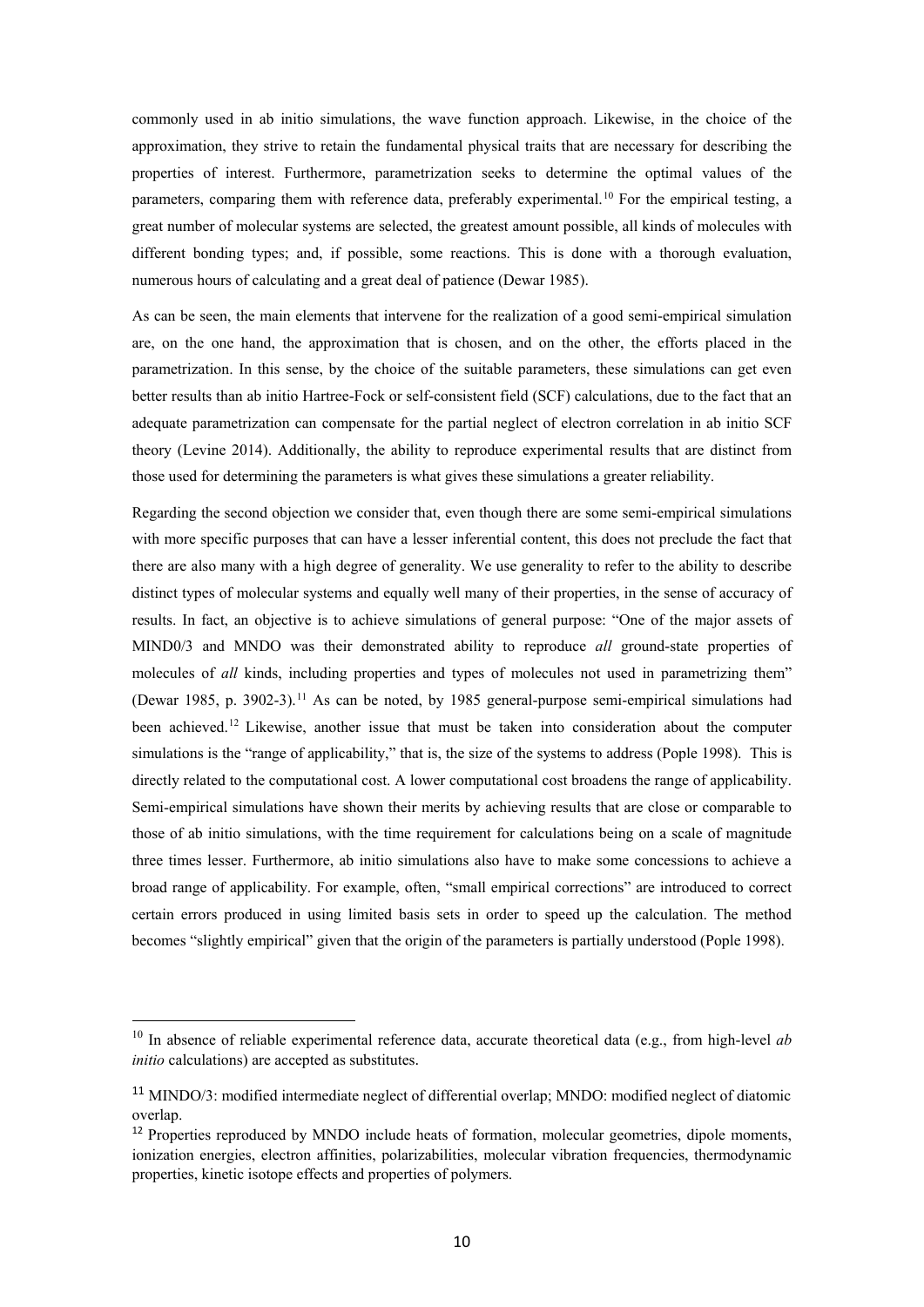commonly used in ab initio simulations, the wave function approach. Likewise, in the choice of the approximation, they strive to retain the fundamental physical traits that are necessary for describing the properties of interest. Furthermore, parametrization seeks to determine the optimal values of the parameters, comparing them with reference data, preferably experimental.[10] For the empirical testing, a great number of molecular systems are selected, the greatest amount possible, all kinds of molecules with different bonding types; and, if possible, some reactions. This is done with a thorough evaluation, numerous hours of calculating and a great deal of patience (Dewar 1985).

As can be seen, the main elements that intervene for the realization of a good semi-empirical simulation are, on the one hand, the approximation that is chosen, and on the other, the efforts placed in the parametrization. In this sense, by the choice of the suitable parameters, these simulations can get even better results than ab initio Hartree-Fock or self-consistent field (SCF) calculations, due to the fact that an adequate parametrization can compensate for the partial neglect of electron correlation in ab initio SCF theory (Levine 2014). Additionally, the ability to reproduce experimental results that are distinct from those used for determining the parameters is what gives these simulations a greater reliability.

Regarding the second objection we consider that, even though there are some semi-empirical simulations with more specific purposes that can have a lesser inferential content, this does not preclude the fact that there are also many with a high degree of generality. We use generality to refer to the ability to describe distinct types of molecular systems and equally well many of their properties, in the sense of accuracy of results. In fact, an objective is to achieve simulations of general purpose: "One of the major assets of MIND0/3 and MNDO was their demonstrated ability to reproduce *all* ground-state properties of molecules of *all* kinds, including properties and types of molecules not used in parametrizing them" (Dewar 1985, p. 3902-3).[11] As can be noted, by 1985 general-purpose semi-empirical simulations had been achieved.[12] Likewise, another issue that must be taken into consideration about the computer simulations is the "range of applicability," that is, the size of the systems to address (Pople 1998). This is directly related to the computational cost. A lower computational cost broadens the range of applicability. Semi-empirical simulations have shown their merits by achieving results that are close or comparable to those of ab initio simulations, with the time requirement for calculations being on a scale of magnitude three times lesser. Furthermore, ab initio simulations also have to make some concessions to achieve a broad range of applicability. For example, often, "small empirical corrections" are introduced to correct certain errors produced in using limited basis sets in order to speed up the calculation. The method becomes "slightly empirical" given that the origin of the parameters is partially understood (Pople 1998).

---

[10] In absence of reliable experimental reference data, accurate theoretical data (e.g., from high-level *ab initio* calculations) are accepted as substitutes.

[11] MINDO/3: modified intermediate neglect of differential overlap; MNDO: modified neglect of diatomic overlap.

[12] Properties reproduced by MNDO include heats of formation, molecular geometries, dipole moments, ionization energies, electron affinities, polarizabilities, molecular vibration frequencies, thermodynamic properties, kinetic isotope effects and properties of polymers.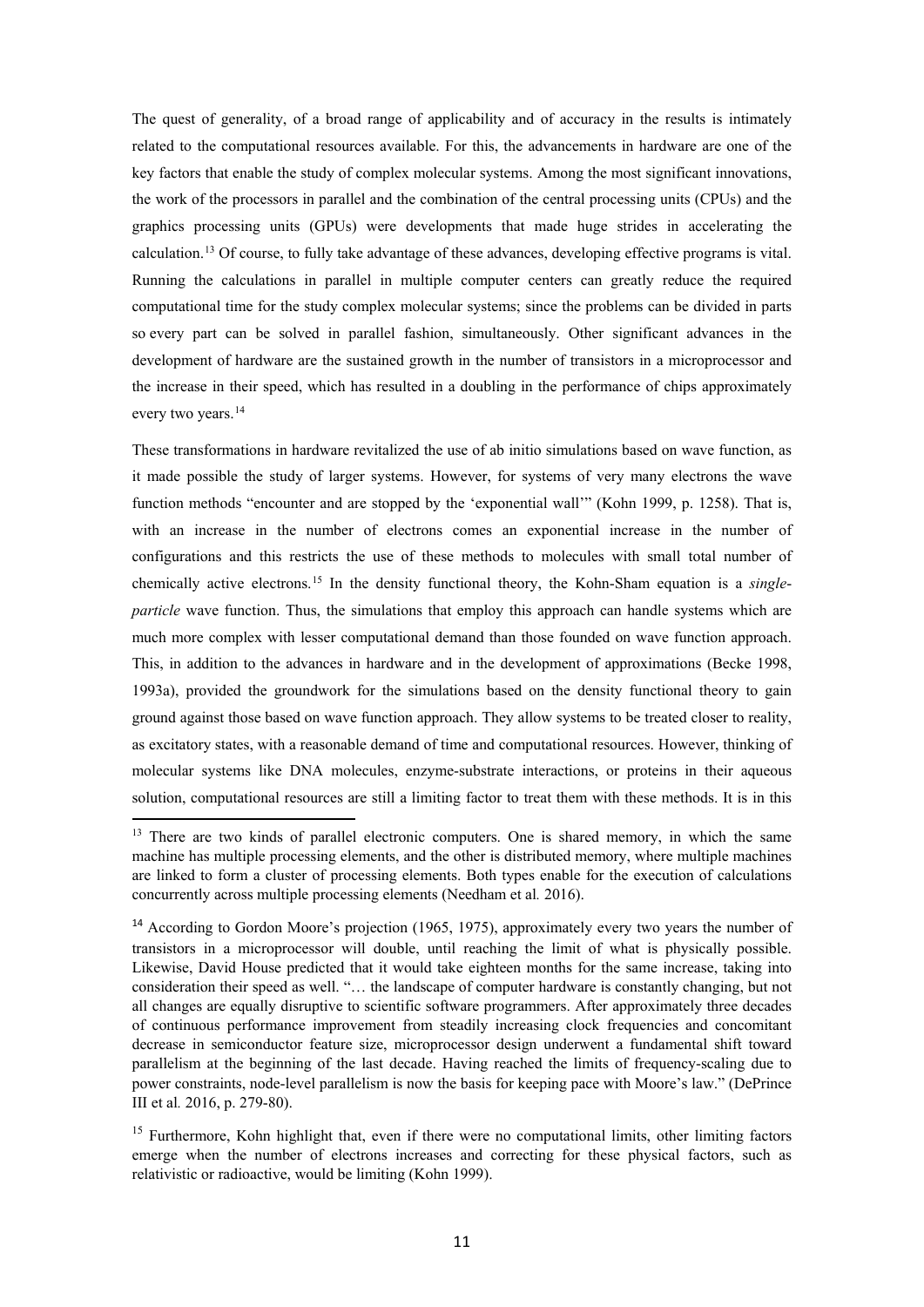The quest of generality, of a broad range of applicability and of accuracy in the results is intimately related to the computational resources available. For this, the advancements in hardware are one of the key factors that enable the study of complex molecular systems. Among the most significant innovations, the work of the processors in parallel and the combination of the central processing units (CPUs) and the graphics processing units (GPUs) were developments that made huge strides in accelerating the calculation.[13] Of course, to fully take advantage of these advances, developing effective programs is vital. Running the calculations in parallel in multiple computer centers can greatly reduce the required computational time for the study complex molecular systems; since the problems can be divided in parts so every part can be solved in parallel fashion, simultaneously. Other significant advances in the development of hardware are the sustained growth in the number of transistors in a microprocessor and the increase in their speed, which has resulted in a doubling in the performance of chips approximately every two years.[14]

These transformations in hardware revitalized the use of ab initio simulations based on wave function, as it made possible the study of larger systems. However, for systems of very many electrons the wave function methods "encounter and are stopped by the 'exponential wall'" (Kohn 1999, p. 1258). That is, with an increase in the number of electrons comes an exponential increase in the number of configurations and this restricts the use of these methods to molecules with small total number of chemically active electrons.[15] In the density functional theory, the Kohn-Sham equation is a *single-particle* wave function. Thus, the simulations that employ this approach can handle systems which are much more complex with lesser computational demand than those founded on wave function approach. This, in addition to the advances in hardware and in the development of approximations (Becke 1998, 1993a), provided the groundwork for the simulations based on the density functional theory to gain ground against those based on wave function approach. They allow systems to be treated closer to reality, as excitatory states, with a reasonable demand of time and computational resources. However, thinking of molecular systems like DNA molecules, enzyme-substrate interactions, or proteins in their aqueous solution, computational resources are still a limiting factor to treat them with these methods. It is in this

---

[13] There are two kinds of parallel electronic computers. One is shared memory, in which the same machine has multiple processing elements, and the other is distributed memory, where multiple machines are linked to form a cluster of processing elements. Both types enable for the execution of calculations concurrently across multiple processing elements (Needham et al. 2016).

[14] According to Gordon Moore's projection (1965, 1975), approximately every two years the number of transistors in a microprocessor will double, until reaching the limit of what is physically possible. Likewise, David House predicted that it would take eighteen months for the same increase, taking into consideration their speed as well. "… the landscape of computer hardware is constantly changing, but not all changes are equally disruptive to scientific software programmers. After approximately three decades of continuous performance improvement from steadily increasing clock frequencies and concomitant decrease in semiconductor feature size, microprocessor design underwent a fundamental shift toward parallelism at the beginning of the last decade. Having reached the limits of frequency-scaling due to power constraints, node-level parallelism is now the basis for keeping pace with Moore's law." (DePrince III et al. 2016, p. 279-80).

[15] Furthermore, Kohn highlight that, even if there were no computational limits, other limiting factors emerge when the number of electrons increases and correcting for these physical factors, such as relativistic or radioactive, would be limiting (Kohn 1999).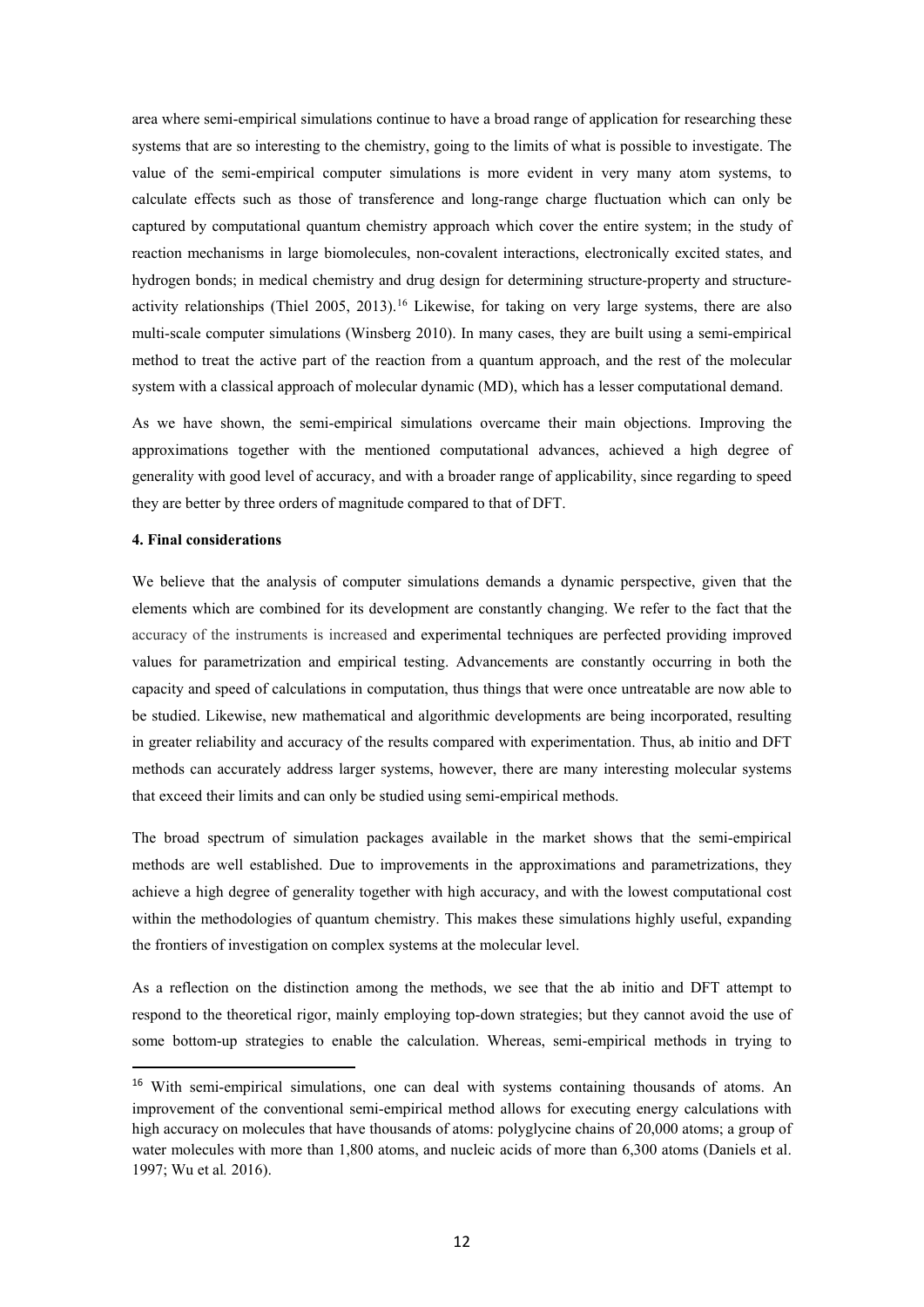area where semi-empirical simulations continue to have a broad range of application for researching these systems that are so interesting to the chemistry, going to the limits of what is possible to investigate. The value of the semi-empirical computer simulations is more evident in very many atom systems, to calculate effects such as those of transference and long-range charge fluctuation which can only be captured by computational quantum chemistry approach which cover the entire system; in the study of reaction mechanisms in large biomolecules, non-covalent interactions, electronically excited states, and hydrogen bonds; in medical chemistry and drug design for determining structure-property and structure-activity relationships (Thiel 2005, 2013).[16] Likewise, for taking on very large systems, there are also multi-scale computer simulations (Winsberg 2010). In many cases, they are built using a semi-empirical method to treat the active part of the reaction from a quantum approach, and the rest of the molecular system with a classical approach of molecular dynamic (MD), which has a lesser computational demand.

As we have shown, the semi-empirical simulations overcame their main objections. Improving the approximations together with the mentioned computational advances, achieved a high degree of generality with good level of accuracy, and with a broader range of applicability, since regarding to speed they are better by three orders of magnitude compared to that of DFT.

### 4. Final considerations

We believe that the analysis of computer simulations demands a dynamic perspective, given that the elements which are combined for its development are constantly changing. We refer to the fact that the accuracy of the instruments is increased and experimental techniques are perfected providing improved values for parametrization and empirical testing. Advancements are constantly occurring in both the capacity and speed of calculations in computation, thus things that were once untreatable are now able to be studied. Likewise, new mathematical and algorithmic developments are being incorporated, resulting in greater reliability and accuracy of the results compared with experimentation. Thus, ab initio and DFT methods can accurately address larger systems, however, there are many interesting molecular systems that exceed their limits and can only be studied using semi-empirical methods.

The broad spectrum of simulation packages available in the market shows that the semi-empirical methods are well established. Due to improvements in the approximations and parametrizations, they achieve a high degree of generality together with high accuracy, and with the lowest computational cost within the methodologies of quantum chemistry. This makes these simulations highly useful, expanding the frontiers of investigation on complex systems at the molecular level.

As a reflection on the distinction among the methods, we see that the ab initio and DFT attempt to respond to the theoretical rigor, mainly employing top-down strategies; but they cannot avoid the use of some bottom-up strategies to enable the calculation. Whereas, semi-empirical methods in trying to

---

[16] With semi-empirical simulations, one can deal with systems containing thousands of atoms. An improvement of the conventional semi-empirical method allows for executing energy calculations with high accuracy on molecules that have thousands of atoms: polyglycine chains of 20,000 atoms; a group of water molecules with more than 1,800 atoms, and nucleic acids of more than 6,300 atoms (Daniels et al. 1997; Wu et al*.* 2016).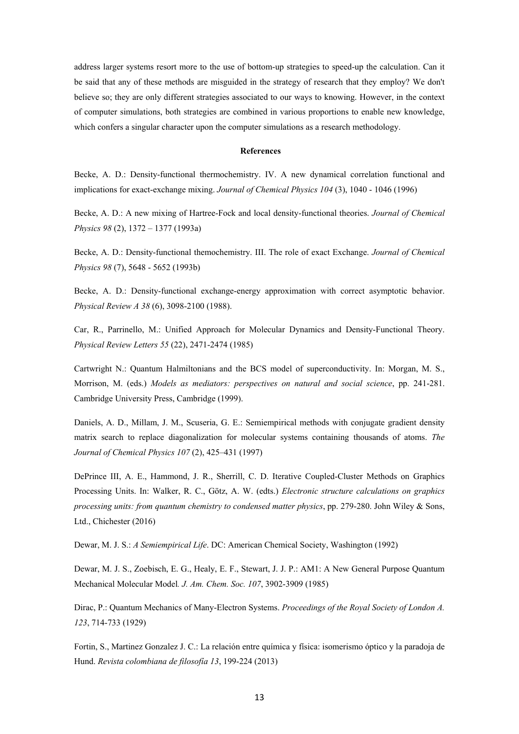address larger systems resort more to the use of bottom-up strategies to speed-up the calculation. Can it be said that any of these methods are misguided in the strategy of research that they employ? We don't believe so; they are only different strategies associated to our ways to knowing. However, in the context of computer simulations, both strategies are combined in various proportions to enable new knowledge, which confers a singular character upon the computer simulations as a research methodology.

**References**

Becke, A. D.: Density-functional thermochemistry. IV. A new dynamical correlation functional and implications for exact-exchange mixing. *Journal of Chemical Physics 104* (3), 1040 - 1046 (1996)

Becke, A. D.: A new mixing of Hartree-Fock and local density-functional theories. *Journal of Chemical Physics 98* (2), 1372 – 1377 (1993a)

Becke, A. D.: Density-functional themochemistry. III. The role of exact Exchange. *Journal of Chemical Physics 98* (7), 5648 - 5652 (1993b)

Becke, A. D.: Density-functional exchange-energy approximation with correct asymptotic behavior. *Physical Review A 38* (6), 3098-2100 (1988).

Car, R., Parrinello, M.: Unified Approach for Molecular Dynamics and Density-Functional Theory. *Physical Review Letters 55* (22), 2471-2474 (1985)

Cartwright N.: Quantum Halmiltonians and the BCS model of superconductivity. In: Morgan, M. S., Morrison, M. (eds.) *Models as mediators: perspectives on natural and social science*, pp. 241-281. Cambridge University Press, Cambridge (1999).

Daniels, A. D., Millam, J. M., Scuseria, G. E.: Semiempirical methods with conjugate gradient density matrix search to replace diagonalization for molecular systems containing thousands of atoms. *The Journal of Chemical Physics 107* (2), 425–431 (1997)

DePrince III, A. E., Hammond, J. R., Sherrill, C. D. Iterative Coupled-Cluster Methods on Graphics Processing Units. In: Walker, R. C., Götz, A. W. (edts.) *Electronic structure calculations on graphics processing units: from quantum chemistry to condensed matter physics*, pp. 279-280. John Wiley & Sons, Ltd., Chichester (2016)

Dewar, M. J. S.: *A Semiempirical Life*. DC: American Chemical Society, Washington (1992)

Dewar, M. J. S., Zoebisch, E. G., Healy, E. F., Stewart, J. J. P.: AM1: A New General Purpose Quantum Mechanical Molecular Model*. J. Am. Chem. Soc. 107*, 3902-3909 (1985)

Dirac, P.: Quantum Mechanics of Many-Electron Systems. *Proceedings of the Royal Society of London A. 123*, 714-733 (1929)

Fortin, S., Martinez Gonzalez J. C.: La relación entre química y física: isomerismo óptico y la paradoja de Hund. *Revista colombiana de filosofía 13*, 199-224 (2013)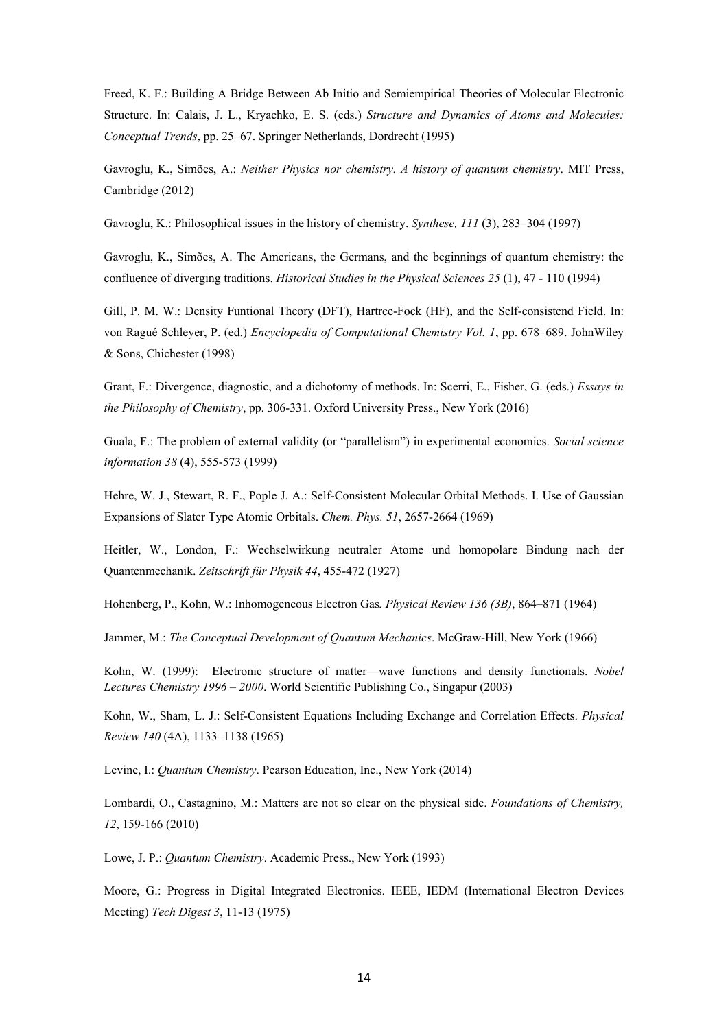Freed, K. F.: Building A Bridge Between Ab Initio and Semiempirical Theories of Molecular Electronic Structure. In: Calais, J. L., Kryachko, E. S. (eds.) *Structure and Dynamics of Atoms and Molecules: Conceptual Trends*, pp. 25–67. Springer Netherlands, Dordrecht (1995)

Gavroglu, K., Simões, A.: *Neither Physics nor chemistry. A history of quantum chemistry*. MIT Press, Cambridge (2012)

Gavroglu, K.: Philosophical issues in the history of chemistry. *Synthese, 111* (3), 283–304 (1997)

Gavroglu, K., Simões, A. The Americans, the Germans, and the beginnings of quantum chemistry: the confluence of diverging traditions. *Historical Studies in the Physical Sciences 25* (1), 47 - 110 (1994)

Gill, P. M. W.: Density Funtional Theory (DFT), Hartree-Fock (HF), and the Self-consistend Field. In: von Ragué Schleyer, P. (ed.) *Encyclopedia of Computational Chemistry Vol. 1*, pp. 678–689. JohnWiley & Sons, Chichester (1998)

Grant, F.: Divergence, diagnostic, and a dichotomy of methods. In: Scerri, E., Fisher, G. (eds.) *Essays in the Philosophy of Chemistry*, pp. 306-331. Oxford University Press., New York (2016)

Guala, F.: The problem of external validity (or "parallelism") in experimental economics. *Social science information 38* (4), 555-573 (1999)

Hehre, W. J., Stewart, R. F., Pople J. A.: Self-Consistent Molecular Orbital Methods. I. Use of Gaussian Expansions of Slater Type Atomic Orbitals. *Chem. Phys. 51*, 2657-2664 (1969)

Heitler, W., London, F.: Wechselwirkung neutraler Atome und homopolare Bindung nach der Quantenmechanik. *Zeitschrift für Physik 44*, 455-472 (1927)

Hohenberg, P., Kohn, W.: Inhomogeneous Electron Gas*. Physical Review 136 (3B)*, 864–871 (1964)

Jammer, M.: *The Conceptual Development of Quantum Mechanics*. McGraw-Hill, New York (1966)

Kohn, W. (1999): Electronic structure of matter—wave functions and density functionals. *Nobel Lectures Chemistry 1996 – 2000*. World Scientific Publishing Co., Singapur (2003)

Kohn, W., Sham, L. J.: Self-Consistent Equations Including Exchange and Correlation Effects. *Physical Review 140* (4A), 1133–1138 (1965)

Levine, I.: *Quantum Chemistry*. Pearson Education, Inc., New York (2014)

Lombardi, O., Castagnino, M.: Matters are not so clear on the physical side. *Foundations of Chemistry, 12*, 159-166 (2010)

Lowe, J. P.: *Quantum Chemistry*. Academic Press., New York (1993)

Moore, G.: Progress in Digital Integrated Electronics. IEEE, IEDM (International Electron Devices Meeting) *Tech Digest 3*, 11-13 (1975)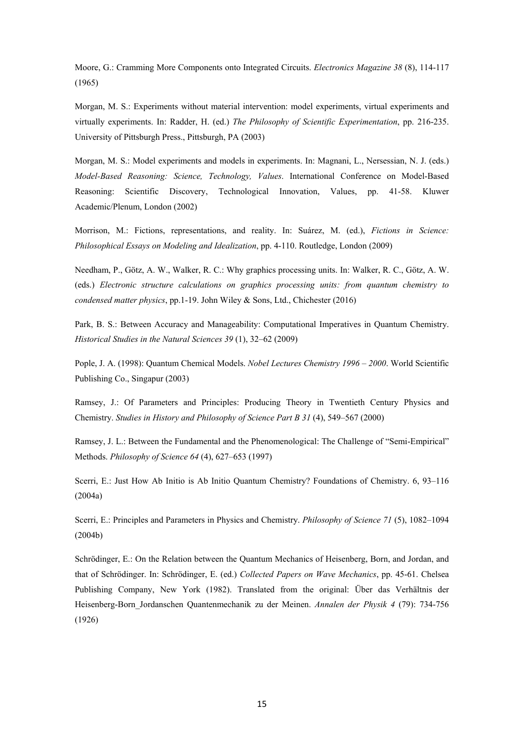Moore, G.: Cramming More Components onto Integrated Circuits. *Electronics Magazine 38* (8), 114-117 (1965)

Morgan, M. S.: Experiments without material intervention: model experiments, virtual experiments and virtually experiments. In: Radder, H. (ed.) *The Philosophy of Scientific Experimentation*, pp. 216-235. University of Pittsburgh Press., Pittsburgh, PA (2003)

Morgan, M. S.: Model experiments and models in experiments. In: Magnani, L., Nersessian, N. J. (eds.) *Model-Based Reasoning: Science, Technology, Values*. International Conference on Model-Based Reasoning: Scientific Discovery, Technological Innovation, Values, pp. 41-58. Kluwer Academic/Plenum, London (2002)

Morrison, M.: Fictions, representations, and reality. In: Suárez, M. (ed.), *Fictions in Science: Philosophical Essays on Modeling and Idealization*, pp. 4-110. Routledge, London (2009)

Needham, P., Götz, A. W., Walker, R. C.: Why graphics processing units. In: Walker, R. C., Götz, A. W. (eds.) *Electronic structure calculations on graphics processing units: from quantum chemistry to condensed matter physics*, pp.1-19. John Wiley & Sons, Ltd., Chichester (2016)

Park, B. S.: Between Accuracy and Manageability: Computational Imperatives in Quantum Chemistry. *Historical Studies in the Natural Sciences 39* (1), 32–62 (2009)

Pople, J. A. (1998): Quantum Chemical Models. *Nobel Lectures Chemistry 1996 – 2000*. World Scientific Publishing Co., Singapur (2003)

Ramsey, J.: Of Parameters and Principles: Producing Theory in Twentieth Century Physics and Chemistry. *Studies in History and Philosophy of Science Part B 31* (4), 549–567 (2000)

Ramsey, J. L.: Between the Fundamental and the Phenomenological: The Challenge of "Semi-Empirical" Methods. *Philosophy of Science 64* (4), 627–653 (1997)

Scerri, E.: Just How Ab Initio is Ab Initio Quantum Chemistry? Foundations of Chemistry. 6, 93–116 (2004a)

Scerri, E.: Principles and Parameters in Physics and Chemistry. *Philosophy of Science 71* (5), 1082–1094 (2004b)

Schrödinger, E.: On the Relation between the Quantum Mechanics of Heisenberg, Born, and Jordan, and that of Schrödinger. In: Schrödinger, E. (ed.) *Collected Papers on Wave Mechanics*, pp. 45-61. Chelsea Publishing Company, New York (1982). Translated from the original: Über das Verhältnis der Heisenberg-Born_Jordanschen Quantenmechanik zu der Meinen. *Annalen der Physik 4* (79): 734-756 (1926)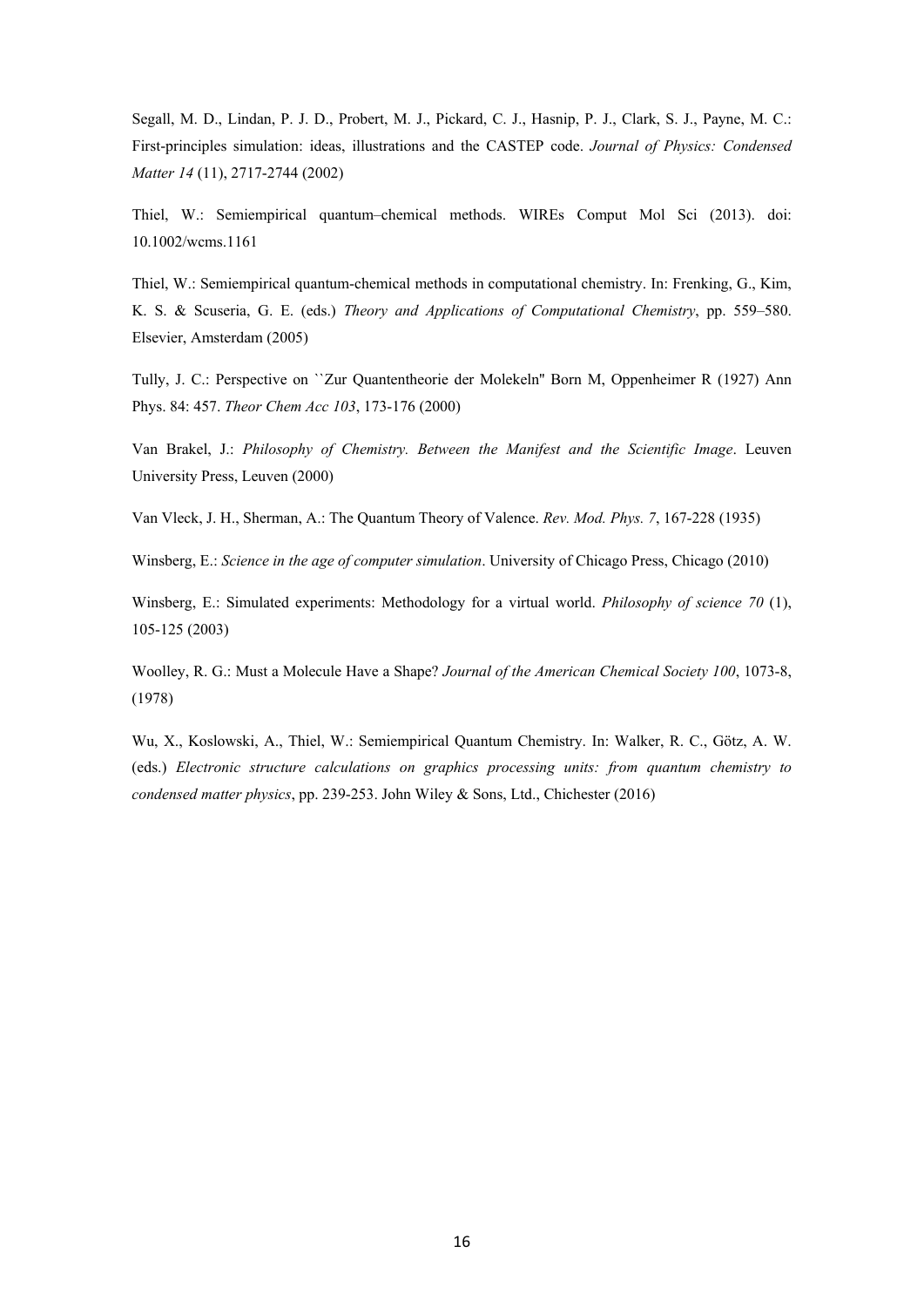Segall, M. D., Lindan, P. J. D., Probert, M. J., Pickard, C. J., Hasnip, P. J., Clark, S. J., Payne, M. C.: First-principles simulation: ideas, illustrations and the CASTEP code. *Journal of Physics: Condensed Matter 14* (11), 2717-2744 (2002)

Thiel, W.: Semiempirical quantum–chemical methods. WIREs Comput Mol Sci (2013). doi: 10.1002/wcms.1161

Thiel, W.: Semiempirical quantum-chemical methods in computational chemistry. In: Frenking, G., Kim, K. S. & Scuseria, G. E. (eds.) *Theory and Applications of Computational Chemistry*, pp. 559–580. Elsevier, Amsterdam (2005)

Tully, J. C.: Perspective on ``Zur Quantentheorie der Molekeln'' Born M, Oppenheimer R (1927) Ann Phys. 84: 457. *Theor Chem Acc 103*, 173-176 (2000)

Van Brakel, J.: *Philosophy of Chemistry. Between the Manifest and the Scientific Image*. Leuven University Press, Leuven (2000)

Van Vleck, J. H., Sherman, A.: The Quantum Theory of Valence. *Rev. Mod. Phys. 7*, 167-228 (1935)

Winsberg, E.: *Science in the age of computer simulation*. University of Chicago Press, Chicago (2010)

Winsberg, E.: Simulated experiments: Methodology for a virtual world. *Philosophy of science 70* (1), 105-125 (2003)

Woolley, R. G.: Must a Molecule Have a Shape? *Journal of the American Chemical Society 100*, 1073-8, (1978)

Wu, X., Koslowski, A., Thiel, W.: Semiempirical Quantum Chemistry. In: Walker, R. C., Götz, A. W. (eds.) *Electronic structure calculations on graphics processing units: from quantum chemistry to condensed matter physics*, pp. 239-253. John Wiley & Sons, Ltd., Chichester (2016)